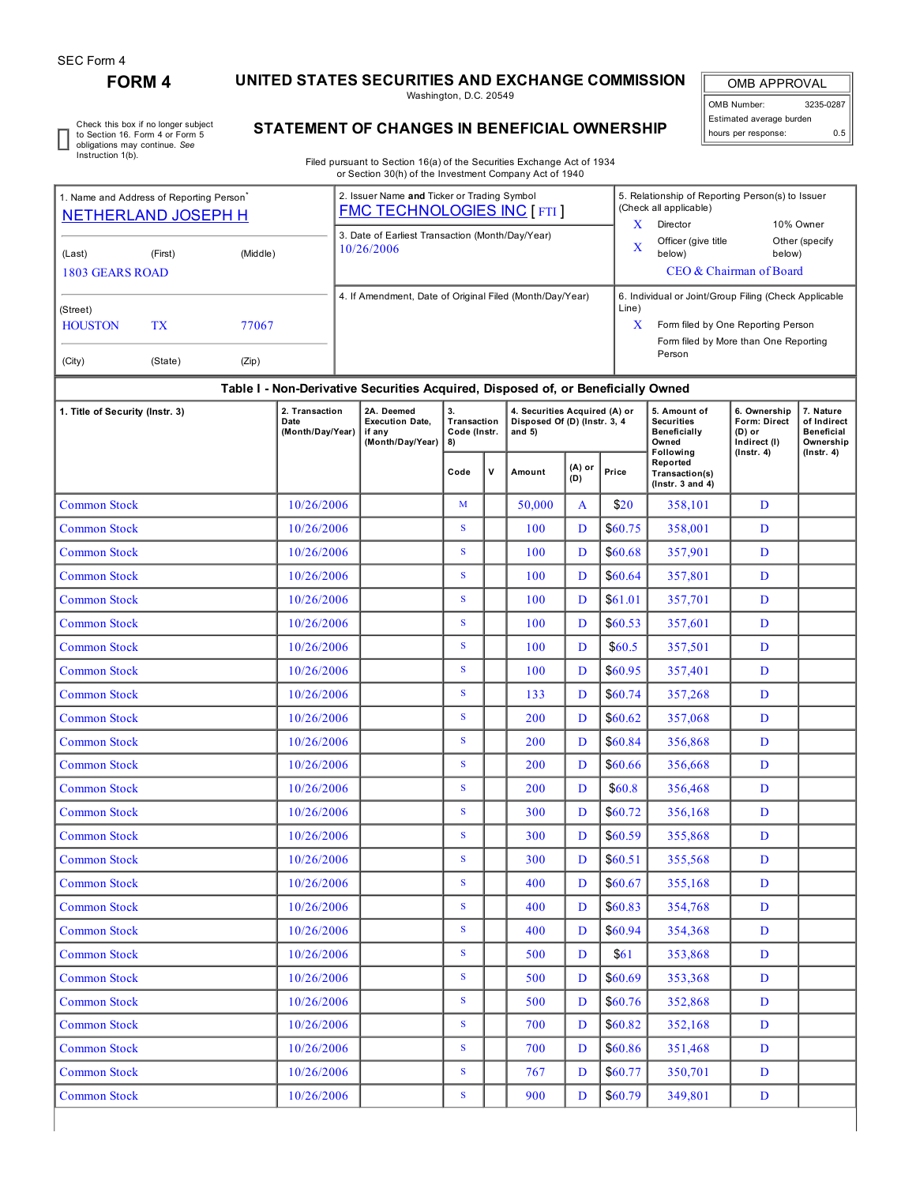SEC Form 4

# FORM 4

## UNITED STATES SECURITIES AND EXCHANGE COMMISSION

Washington, D.C. 20549

## STATEMENT OF CHANGES IN BENEFICIAL OWNERSHIP

| OMB APPROVAL | |
|---|---|
| OMB Number: | 3235-0287 |
| Estimated average burden | |
| hours per response: | 0.5 |

☐ Check this box if no longer subject to Section 16. Form 4 or Form 5 obligations may continue. *See* Instruction 1(b).

Filed pursuant to Section 16(a) of the Securities Exchange Act of 1934 or Section 30(h) of the Investment Company Act of 1940

1. Name and Address of Reporting Person*
NETHERLAND JOSEPH H

(Last) (First) (Middle)
1803 GEARS ROAD

(Street)
HOUSTON TX 77067

(City) (State) (Zip)

2. Issuer Name **and** Ticker or Trading Symbol
FMC TECHNOLOGIES INC [ FTI ]

3. Date of Earliest Transaction (Month/Day/Year)
10/26/2006

4. If Amendment, Date of Original Filed (Month/Day/Year)

5. Relationship of Reporting Person(s) to Issuer (Check all applicable)
X Director
10% Owner
X Officer (give title below)
Other (specify below)
CEO & Chairman of Board

6. Individual or Joint/Group Filing (Check Applicable Line)
X Form filed by One Reporting Person
Form filed by More than One Reporting Person

**Table I - Non-Derivative Securities Acquired, Disposed of, or Beneficially Owned**

| 1. Title of Security (Instr. 3) | 2. Transaction Date (Month/Day/Year) | 2A. Deemed Execution Date, if any (Month/Day/Year) | 3. Transaction Code (Instr. 8) | | 4. Securities Acquired (A) or Disposed Of (D) (Instr. 3, 4 and 5) | | | 5. Amount of Securities Beneficially Owned Following Reported Transaction(s) (Instr. 3 and 4) | 6. Ownership Form: Direct (D) or Indirect (I) (Instr. 4) | 7. Nature of Indirect Beneficial Ownership (Instr. 4) |
|---|---|---|---|---|---|---|---|---|---|---|
| | | | Code | V | Amount | (A) or (D) | Price | | | |
| Common Stock | 10/26/2006 | | M | | 50,000 | A | $20 | 358,101 | D | |
| Common Stock | 10/26/2006 | | S | | 100 | D | $60.75 | 358,001 | D | |
| Common Stock | 10/26/2006 | | S | | 100 | D | $60.68 | 357,901 | D | |
| Common Stock | 10/26/2006 | | S | | 100 | D | $60.64 | 357,801 | D | |
| Common Stock | 10/26/2006 | | S | | 100 | D | $61.01 | 357,701 | D | |
| Common Stock | 10/26/2006 | | S | | 100 | D | $60.53 | 357,601 | D | |
| Common Stock | 10/26/2006 | | S | | 100 | D | $60.5 | 357,501 | D | |
| Common Stock | 10/26/2006 | | S | | 100 | D | $60.95 | 357,401 | D | |
| Common Stock | 10/26/2006 | | S | | 133 | D | $60.74 | 357,268 | D | |
| Common Stock | 10/26/2006 | | S | | 200 | D | $60.62 | 357,068 | D | |
| Common Stock | 10/26/2006 | | S | | 200 | D | $60.84 | 356,868 | D | |
| Common Stock | 10/26/2006 | | S | | 200 | D | $60.66 | 356,668 | D | |
| Common Stock | 10/26/2006 | | S | | 200 | D | $60.8 | 356,468 | D | |
| Common Stock | 10/26/2006 | | S | | 300 | D | $60.72 | 356,168 | D | |
| Common Stock | 10/26/2006 | | S | | 300 | D | $60.59 | 355,868 | D | |
| Common Stock | 10/26/2006 | | S | | 300 | D | $60.51 | 355,568 | D | |
| Common Stock | 10/26/2006 | | S | | 400 | D | $60.67 | 355,168 | D | |
| Common Stock | 10/26/2006 | | S | | 400 | D | $60.83 | 354,768 | D | |
| Common Stock | 10/26/2006 | | S | | 400 | D | $60.94 | 354,368 | D | |
| Common Stock | 10/26/2006 | | S | | 500 | D | $61 | 353,868 | D | |
| Common Stock | 10/26/2006 | | S | | 500 | D | $60.69 | 353,368 | D | |
| Common Stock | 10/26/2006 | | S | | 500 | D | $60.76 | 352,868 | D | |
| Common Stock | 10/26/2006 | | S | | 700 | D | $60.82 | 352,168 | D | |
| Common Stock | 10/26/2006 | | S | | 700 | D | $60.86 | 351,468 | D | |
| Common Stock | 10/26/2006 | | S | | 767 | D | $60.77 | 350,701 | D | |
| Common Stock | 10/26/2006 | | S | | 900 | D | $60.79 | 349,801 | D | |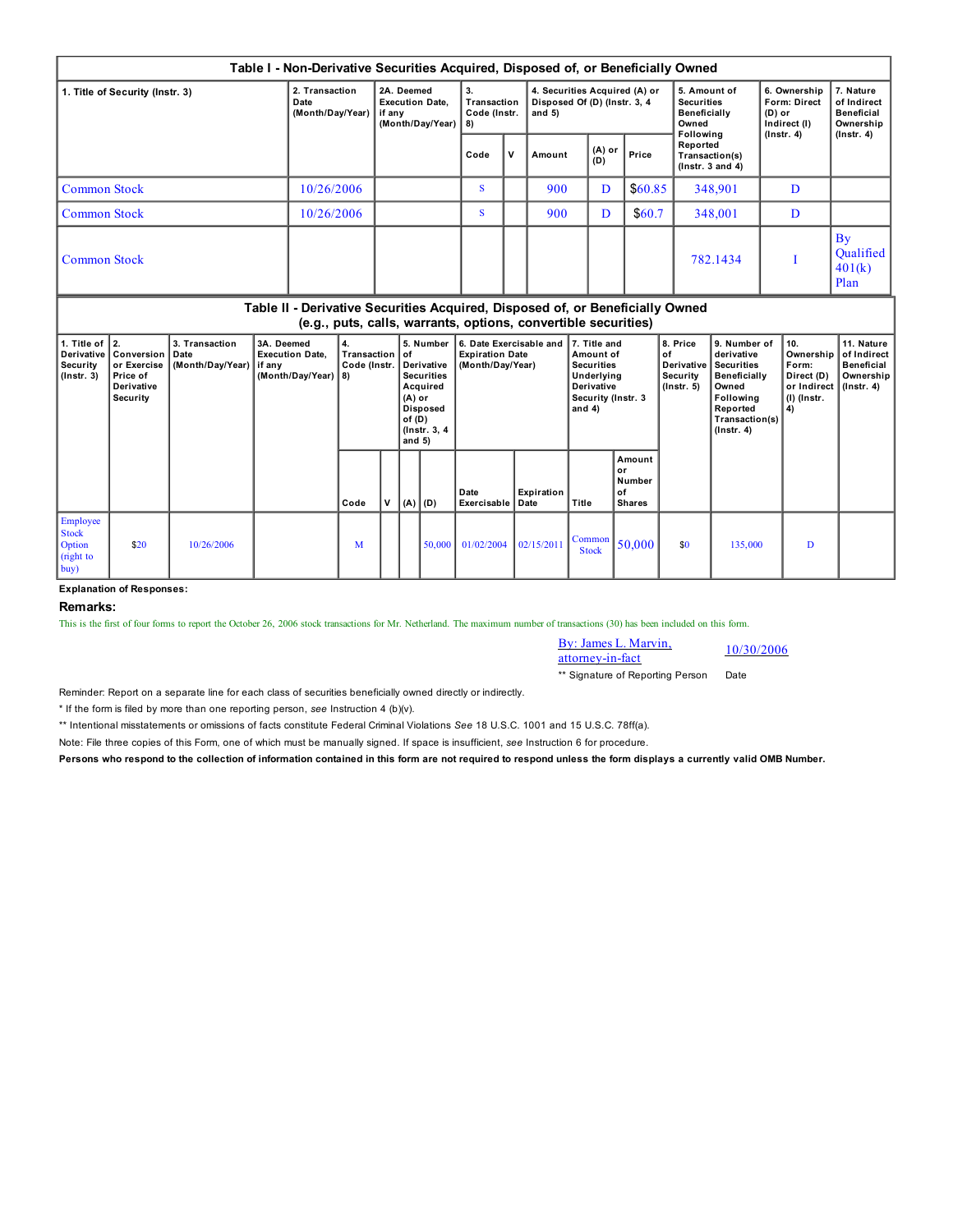| Table I - Non-Derivative Securities Acquired, Disposed of, or Beneficially Owned | | | | | | | | | | |
|---|---|---|---|---|---|---|---|---|---|---|
| 1. Title of Security (Instr. 3) | 2. Transaction Date (Month/Day/Year) | 2A. Deemed Execution Date, if any (Month/Day/Year) | 3. Transaction Code (Instr. 8) | | 4. Securities Acquired (A) or Disposed Of (D) (Instr. 3, 4 and 5) | | | 5. Amount of Securities Beneficially Owned Following Reported Transaction(s) (Instr. 3 and 4) | 6. Ownership Form: Direct (D) or Indirect (I) (Instr. 4) | 7. Nature of Indirect Beneficial Ownership (Instr. 4) |
| | | | Code | V | Amount | (A) or (D) | Price | | | |
| Common Stock | 10/26/2006 | | S | | 900 | D | $60.85 | 348,901 | D | |
| Common Stock | 10/26/2006 | | S | | 900 | D | $60.7 | 348,001 | D | |
| Common Stock | | | | | | | | 782.1434 | I | By Qualified 401(k) Plan |

| Table II - Derivative Securities Acquired, Disposed of, or Beneficially Owned (e.g., puts, calls, warrants, options, convertible securities) | | | | | | | | | | | | | | | |
|---|---|---|---|---|---|---|---|---|---|---|---|---|---|---|---|
| 1. Title of Derivative Security (Instr. 3) | 2. Conversion or Exercise Price of Derivative Security | 3. Transaction Date (Month/Day/Year) | 3A. Deemed Execution Date, if any (Month/Day/Year) | 4. Transaction Code (Instr. 8) | | 5. Number of Derivative Securities Acquired (A) or Disposed of (D) (Instr. 3, 4 and 5) | | 6. Date Exercisable and Expiration Date (Month/Day/Year) | | 7. Title and Amount of Securities Underlying Derivative Security (Instr. 3 and 4) | | 8. Price of Derivative Security (Instr. 5) | 9. Number of derivative Securities Beneficially Owned Following Reported Transaction(s) (Instr. 4) | 10. Ownership Form: Direct (D) or Indirect (I) (Instr. 4) | 11. Nature of Indirect Beneficial Ownership (Instr. 4) |
| | | | | Code | V | (A) | (D) | Date Exercisable | Expiration Date | Title | Amount or Number of Shares | | | | |
| Employee Stock Option (right to buy) | $20 | 10/26/2006 | | M | | | 50,000 | 01/02/2004 | 02/15/2011 | Common Stock | 50,000 | $0 | 135,000 | D | |

**Explanation of Responses:**

## Remarks:

This is the first of four forms to report the October 26, 2006 stock transactions for Mr. Netherland. The maximum number of transactions (30) has been included on this form.

By: James L. Marvin, attorney-in-fact — 10/30/2006

** Signature of Reporting Person — Date

Reminder: Report on a separate line for each class of securities beneficially owned directly or indirectly.

* If the form is filed by more than one reporting person, *see* Instruction 4 (b)(v).

** Intentional misstatements or omissions of facts constitute Federal Criminal Violations *See* 18 U.S.C. 1001 and 15 U.S.C. 78ff(a).

Note: File three copies of this Form, one of which must be manually signed. If space is insufficient, *see* Instruction 6 for procedure.

**Persons who respond to the collection of information contained in this form are not required to respond unless the form displays a currently valid OMB Number.**